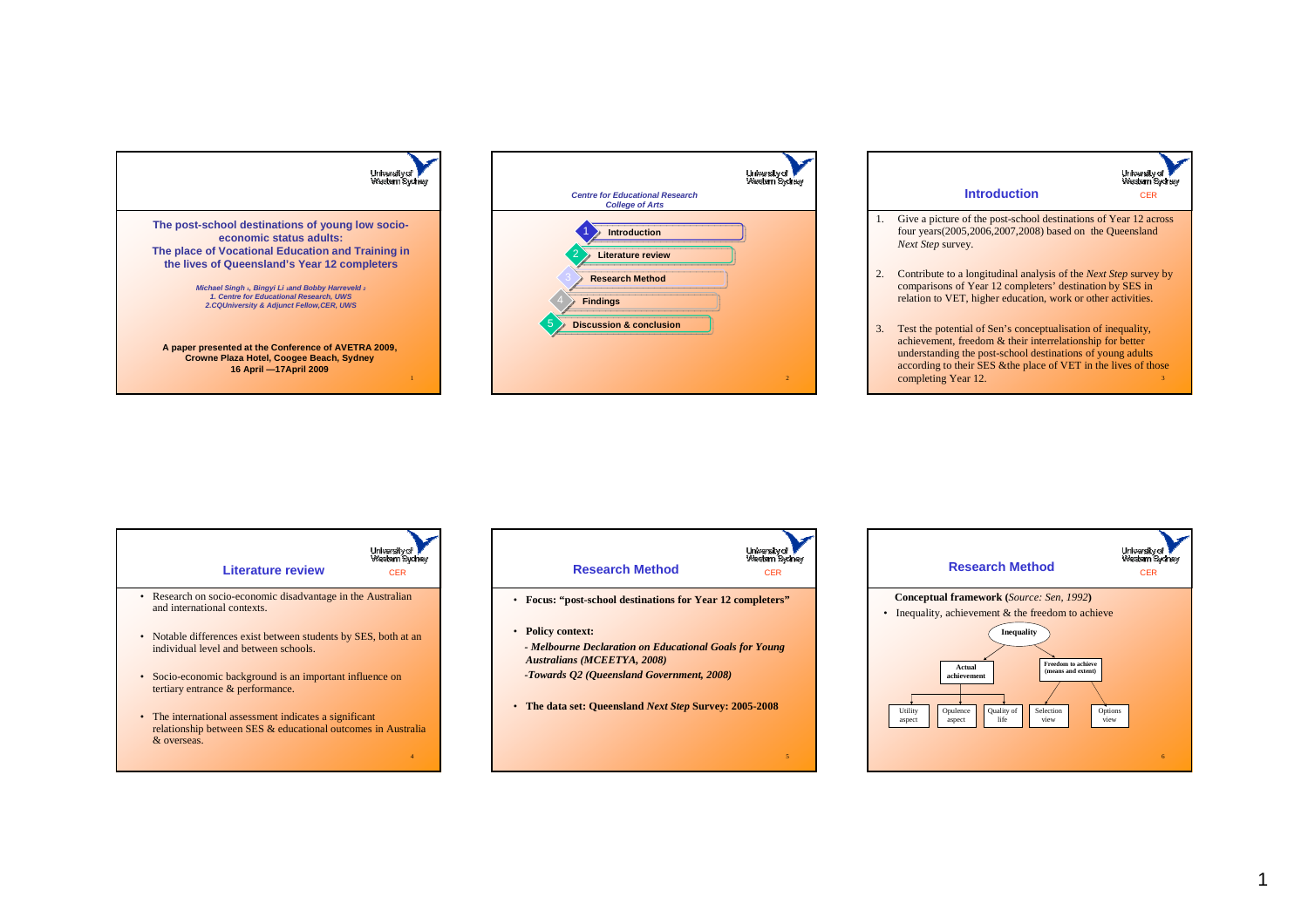# The post-school destinations of young low socio-economic status adults: The place of Vocational Education and Training in the lives of Queensland's Year 12 completers

*Michael Singh [1], Bingyi Li [1] and Bobby Harreveld [2]*
*1. Centre for Educational Research, UWS*
*2. CQUniversity & Adjunct Fellow, CER, UWS*

**A paper presented at the Conference of AVETRA 2009, Crowne Plaza Hotel, Coogee Beach, Sydney 16 April —17April 2009**

---

*Centre for Educational Research*
*College of Arts*

1. Introduction
2. Literature review
3. Research Method
4. Findings
5. Discussion & conclusion

---

## Introduction

1. Give a picture of the post-school destinations of Year 12 across four years(2005,2006,2007,2008) based on the Queensland *Next Step* survey.
2. Contribute to a longitudinal analysis of the *Next Step* survey by comparisons of Year 12 completers' destination by SES in relation to VET, higher education, work or other activities.
3. Test the potential of Sen's conceptualisation of inequality, achievement, freedom & their interrelationship for better understanding the post-school destinations of young adults according to their SES &the place of VET in the lives of those completing Year 12.

---

## Literature review

- Research on socio-economic disadvantage in the Australian and international contexts.
- Notable differences exist between students by SES, both at an individual level and between schools.
- Socio-economic background is an important influence on tertiary entrance & performance.
- The international assessment indicates a significant relationship between SES & educational outcomes in Australia & overseas.

---

## Research Method

- **Focus: "post-school destinations for Year 12 completers"**
- **Policy context:**
  ***- Melbourne Declaration on Educational Goals for Young Australians (MCEETYA, 2008)***
  ***-Towards Q2 (Queensland Government, 2008)***
- **The data set: Queensland *Next Step* Survey: 2005-2008**

---

## Research Method

**Conceptual framework (***Source: Sen, 1992***)**

- Inequality, achievement & the freedom to achieve

Inequality
- Actual achievement
  - Utility aspect
  - Opulence aspect
  - Quality of life
- Freedom to achieve (means and extent)
  - Selection view
  - Options view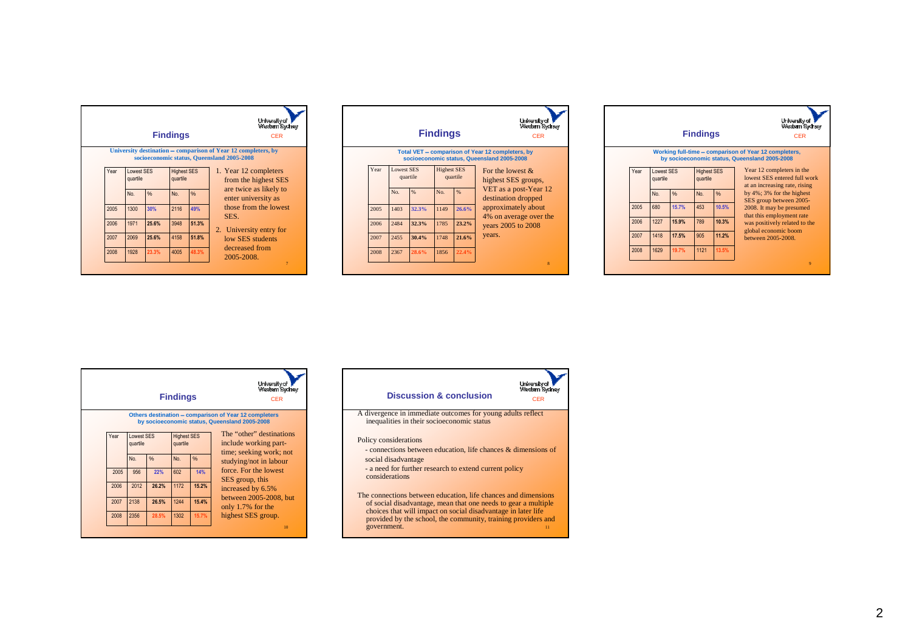## Findings

University of Western Sydney
CER

**University destination – comparison of Year 12 completers, by socioeconomic status, Queensland 2005-2008**

| Year | Lowest SES quartile | | Highest SES quartile | |
|---|---|---|---|---|
| | No. | % | No. | % |
| 2005 | 1300 | 30% | 2116 | 49% |
| 2006 | 1971 | 25.6% | 3948 | 51.3% |
| 2007 | 2069 | 25.6% | 4158 | 51.8% |
| 2008 | 1928 | 23.3% | 4005 | 48.3% |

1. Year 12 completers from the highest SES are twice as likely to enter university as those from the lowest SES.
2. University entry for low SES students decreased from 2005-2008.

## Findings

University of Western Sydney
CER

**Total VET – comparison of Year 12 completers, by socioeconomic status, Queensland 2005-2008**

| Year | Lowest SES quartile | | Highest SES quartile | |
|---|---|---|---|---|
| | No. | % | No. | % |
| 2005 | 1403 | 32.3% | 1149 | 26.6% |
| 2006 | 2484 | 32.3% | 1785 | 23.2% |
| 2007 | 2455 | 30.4% | 1748 | 21.6% |
| 2008 | 2367 | 28.6% | 1856 | 22.4% |

For the lowest & highest SES groups, VET as a post-Year 12 destination dropped approximately about 4% on average over the years 2005 to 2008 years.

## Findings

University of Western Sydney
CER

**Working full-time – comparison of Year 12 completers, by socioeconomic status, Queensland 2005-2008**

| Year | Lowest SES quartile | | Highest SES quartile | |
|---|---|---|---|---|
| | No. | % | No. | % |
| 2005 | 680 | 15.7% | 453 | 10.5% |
| 2006 | 1227 | 15.9% | 789 | 10.3% |
| 2007 | 1418 | 17.5% | 905 | 11.2% |
| 2008 | 1629 | 19.7% | 1121 | 13.5% |

Year 12 completers in the lowest SES entered full work at an increasing rate, rising by 4%; 3% for the highest SES group between 2005-2008. It may be presumed that this employment rate was positively related to the global economic boom between 2005-2008.

## Findings

University of Western Sydney
CER

**Others destination – comparison of Year 12 completers by socioeconomic status, Queensland 2005-2008**

| Year | Lowest SES quartile | | Highest SES quartile | |
|---|---|---|---|---|
| | No. | % | No. | % |
| 2005 | 956 | 22% | 602 | 14% |
| 2006 | 2012 | 26.2% | 1172 | 15.2% |
| 2007 | 2138 | 26.5% | 1244 | 15.4% |
| 2008 | 2356 | 28.5% | 1302 | 15.7% |

The "other" destinations include working part-time; seeking work; not studying/not in labour force. For the lowest SES group, this increased by 6.5% between 2005-2008, but only 1.7% for the highest SES group.

## Discussion & conclusion

University of Western Sydney
CER

A divergence in immediate outcomes for young adults reflect inequalities in their socioeconomic status

Policy considerations
- connections between education, life chances & dimensions of social disadvantage
- a need for further research to extend current policy considerations

The connections between education, life chances and dimensions of social disadvantage, mean that one needs to gear a multiple choices that will impact on social disadvantage in later life provided by the school, the community, training providers and government.